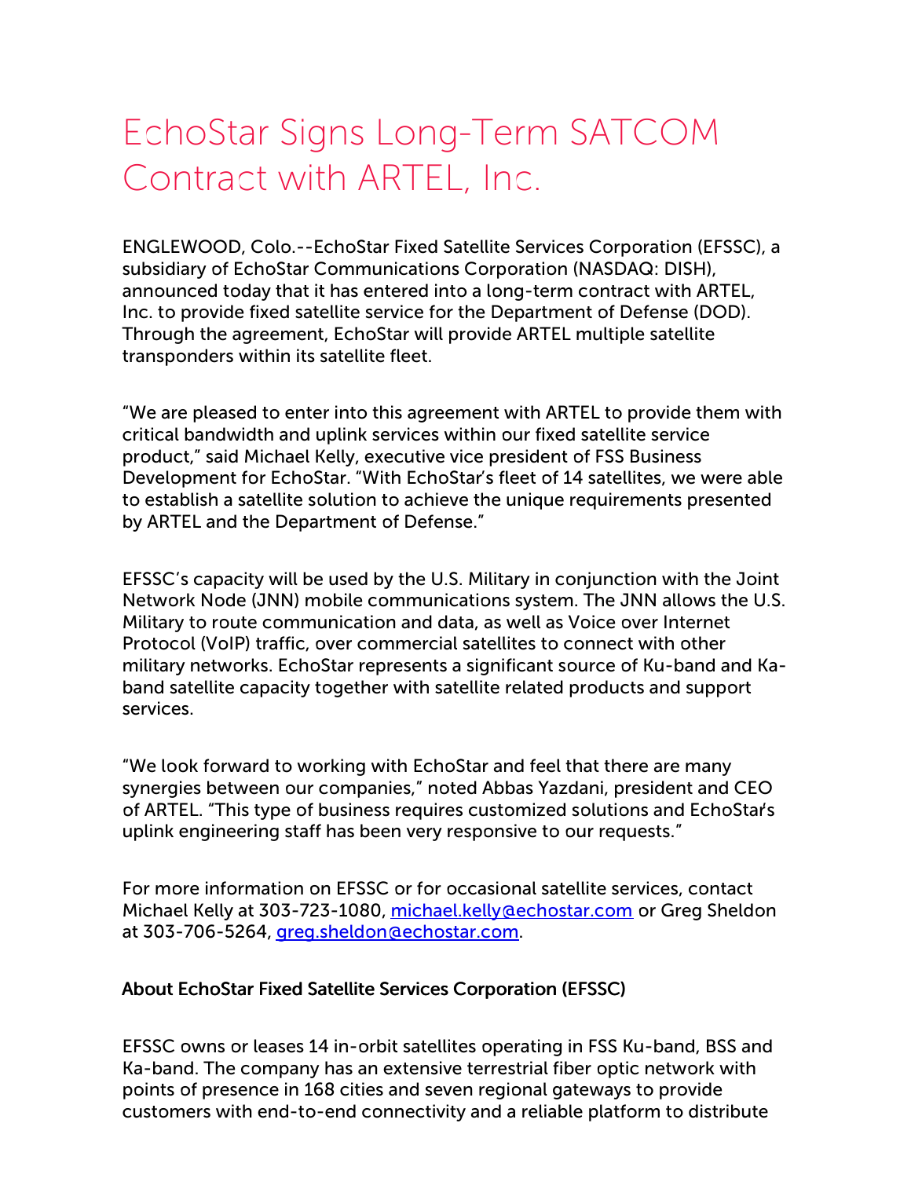# EchoStar Signs Long-Term SATCOM Contract with ARTEL, Inc.

ENGLEWOOD, Colo.--EchoStar Fixed Satellite Services Corporation (EFSSC), a subsidiary of EchoStar Communications Corporation (NASDAQ: DISH), announced today that it has entered into a long-term contract with ARTEL, Inc. to provide fixed satellite service for the Department of Defense (DOD). Through the agreement, EchoStar will provide ARTEL multiple satellite transponders within its satellite fleet.

"We are pleased to enter into this agreement with ARTEL to provide them with critical bandwidth and uplink services within our fixed satellite service product," said Michael Kelly, executive vice president of FSS Business Development for EchoStar. "With EchoStar's fleet of 14 satellites, we were able to establish a satellite solution to achieve the unique requirements presented by ARTEL and the Department of Defense."

EFSSC's capacity will be used by the U.S. Military in conjunction with the Joint Network Node (JNN) mobile communications system. The JNN allows the U.S. Military to route communication and data, as well as Voice over Internet Protocol (VoIP) traffic, over commercial satellites to connect with other military networks. EchoStar represents a significant source of Ku-band and Ka-band satellite capacity together with satellite related products and support services.

"We look forward to working with EchoStar and feel that there are many synergies between our companies," noted Abbas Yazdani, president and CEO of ARTEL. "This type of business requires customized solutions and EchoStar's uplink engineering staff has been very responsive to our requests."

For more information on EFSSC or for occasional satellite services, contact Michael Kelly at 303-723-1080, michael.kelly@echostar.com or Greg Sheldon at 303-706-5264, greg.sheldon@echostar.com.

**About EchoStar Fixed Satellite Services Corporation (EFSSC)**

EFSSC owns or leases 14 in-orbit satellites operating in FSS Ku-band, BSS and Ka-band. The company has an extensive terrestrial fiber optic network with points of presence in 168 cities and seven regional gateways to provide customers with end-to-end connectivity and a reliable platform to distribute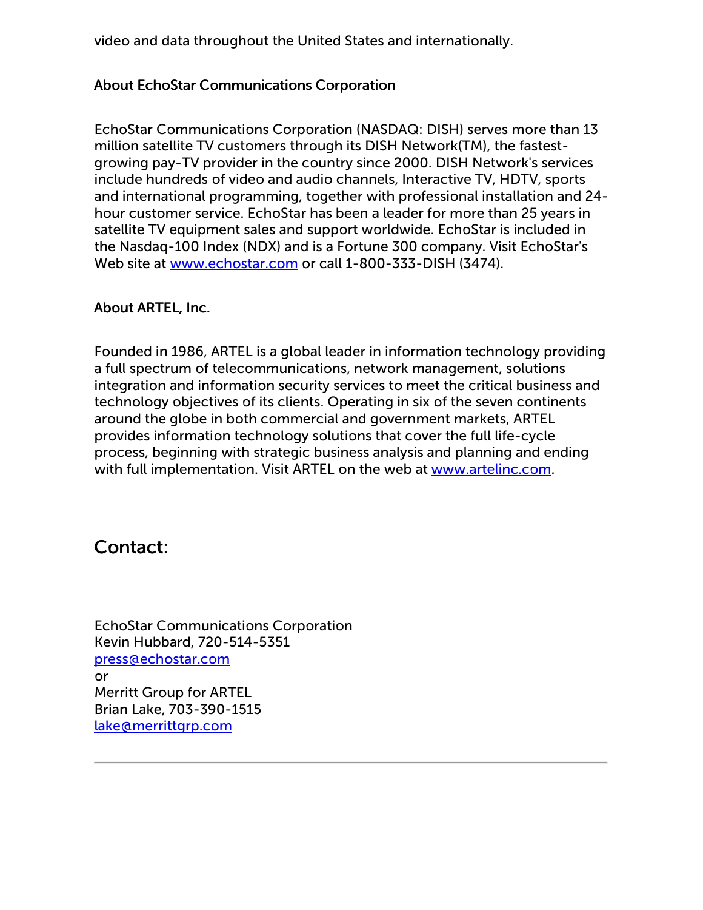video and data throughout the United States and internationally.

**About EchoStar Communications Corporation**

EchoStar Communications Corporation (NASDAQ: DISH) serves more than 13 million satellite TV customers through its DISH Network(TM), the fastest-growing pay-TV provider in the country since 2000. DISH Network's services include hundreds of video and audio channels, Interactive TV, HDTV, sports and international programming, together with professional installation and 24-hour customer service. EchoStar has been a leader for more than 25 years in satellite TV equipment sales and support worldwide. EchoStar is included in the Nasdaq-100 Index (NDX) and is a Fortune 300 company. Visit EchoStar's Web site at [www.echostar.com](http://www.echostar.com) or call 1-800-333-DISH (3474).

**About ARTEL, Inc.**

Founded in 1986, ARTEL is a global leader in information technology providing a full spectrum of telecommunications, network management, solutions integration and information security services to meet the critical business and technology objectives of its clients. Operating in six of the seven continents around the globe in both commercial and government markets, ARTEL provides information technology solutions that cover the full life-cycle process, beginning with strategic business analysis and planning and ending with full implementation. Visit ARTEL on the web at [www.artelinc.com](http://www.artelinc.com).

## Contact:

EchoStar Communications Corporation
Kevin Hubbard, 720-514-5351
[press@echostar.com](mailto:press@echostar.com)
or
Merritt Group for ARTEL
Brian Lake, 703-390-1515
[lake@merrittgrp.com](mailto:lake@merrittgrp.com)

---